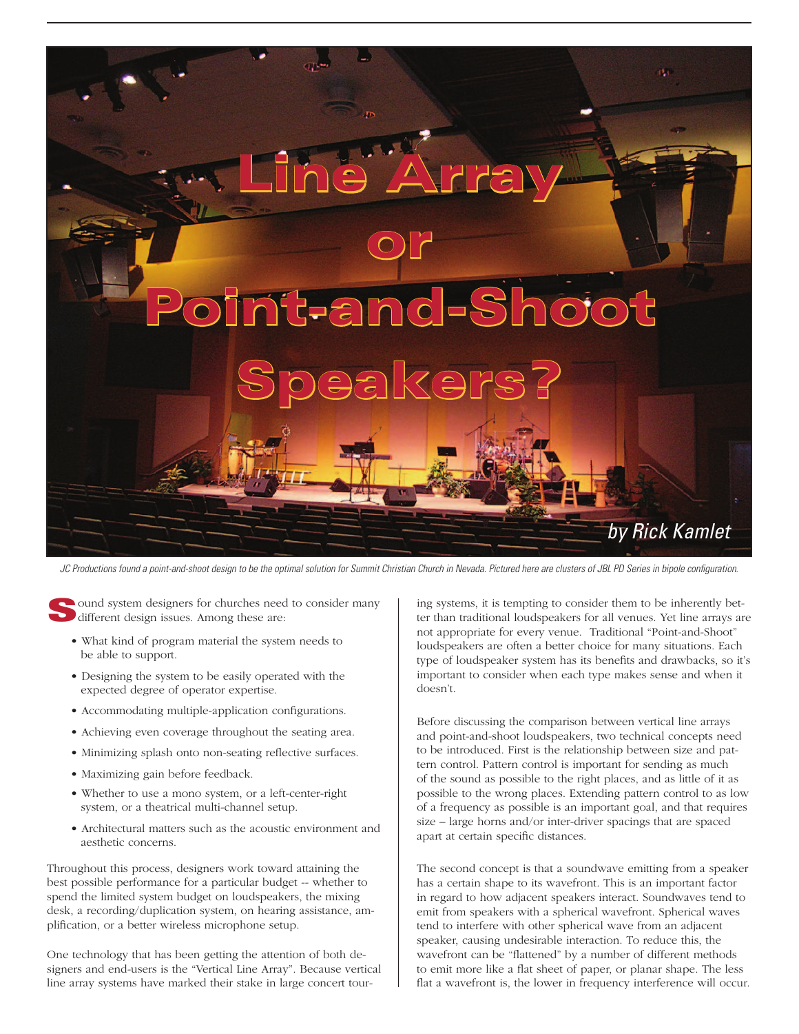# Line Array or Point-and-Shoot Speakers?

*by Rick Kamlet*

*JC Productions found a point-and-shoot design to be the optimal solution for Summit Christian Church in Nevada. Pictured here are clusters of JBL PD Series in bipole configuration.*

Sound system designers for churches need to consider many different design issues. Among these are:

- What kind of program material the system needs to be able to support.
- Designing the system to be easily operated with the expected degree of operator expertise.
- Accommodating multiple-application configurations.
- Achieving even coverage throughout the seating area.
- Minimizing splash onto non-seating reflective surfaces.
- Maximizing gain before feedback.
- Whether to use a mono system, or a left-center-right system, or a theatrical multi-channel setup.
- Architectural matters such as the acoustic environment and aesthetic concerns.

Throughout this process, designers work toward attaining the best possible performance for a particular budget -- whether to spend the limited system budget on loudspeakers, the mixing desk, a recording/duplication system, on hearing assistance, amplification, or a better wireless microphone setup.

One technology that has been getting the attention of both designers and end-users is the "Vertical Line Array". Because vertical line array systems have marked their stake in large concert touring systems, it is tempting to consider them to be inherently better than traditional loudspeakers for all venues. Yet line arrays are not appropriate for every venue. Traditional "Point-and-Shoot" loudspeakers are often a better choice for many situations. Each type of loudspeaker system has its benefits and drawbacks, so it's important to consider when each type makes sense and when it doesn't.

Before discussing the comparison between vertical line arrays and point-and-shoot loudspeakers, two technical concepts need to be introduced. First is the relationship between size and pattern control. Pattern control is important for sending as much of the sound as possible to the right places, and as little of it as possible to the wrong places. Extending pattern control to as low of a frequency as possible is an important goal, and that requires size – large horns and/or inter-driver spacings that are spaced apart at certain specific distances.

The second concept is that a soundwave emitting from a speaker has a certain shape to its wavefront. This is an important factor in regard to how adjacent speakers interact. Soundwaves tend to emit from speakers with a spherical wavefront. Spherical waves tend to interfere with other spherical wave from an adjacent speaker, causing undesirable interaction. To reduce this, the wavefront can be "flattened" by a number of different methods to emit more like a flat sheet of paper, or planar shape. The less flat a wavefront is, the lower in frequency interference will occur.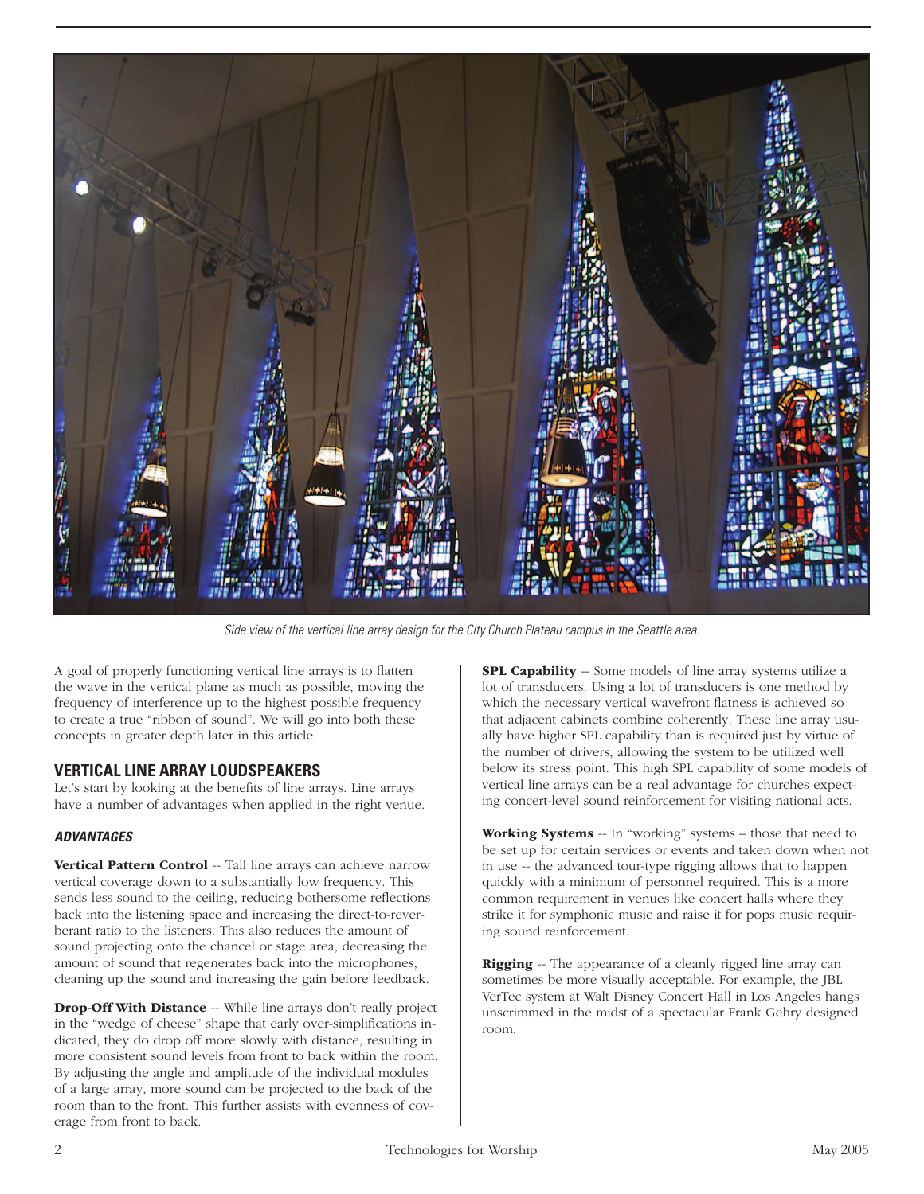Side view of the vertical line array design for the City Church Plateau campus in the Seattle area.

A goal of properly functioning vertical line arrays is to flatten the wave in the vertical plane as much as possible, moving the frequency of interference up to the highest possible frequency to create a true "ribbon of sound". We will go into both these concepts in greater depth later in this article.

## VERTICAL LINE ARRAY LOUDSPEAKERS

Let's start by looking at the benefits of line arrays. Line arrays have a number of advantages when applied in the right venue.

### *ADVANTAGES*

**Vertical Pattern Control** -- Tall line arrays can achieve narrow vertical coverage down to a substantially low frequency. This sends less sound to the ceiling, reducing bothersome reflections back into the listening space and increasing the direct-to-reverberant ratio to the listeners. This also reduces the amount of sound projecting onto the chancel or stage area, decreasing the amount of sound that regenerates back into the microphones, cleaning up the sound and increasing the gain before feedback.

**Drop-Off With Distance** -- While line arrays don't really project in the "wedge of cheese" shape that early over-simplifications indicated, they do drop off more slowly with distance, resulting in more consistent sound levels from front to back within the room. By adjusting the angle and amplitude of the individual modules of a large array, more sound can be projected to the back of the room than to the front. This further assists with evenness of coverage from front to back.

**SPL Capability** -- Some models of line array systems utilize a lot of transducers. Using a lot of transducers is one method by which the necessary vertical wavefront flatness is achieved so that adjacent cabinets combine coherently. These line array usually have higher SPL capability than is required just by virtue of the number of drivers, allowing the system to be utilized well below its stress point. This high SPL capability of some models of vertical line arrays can be a real advantage for churches expecting concert-level sound reinforcement for visiting national acts.

**Working Systems** -- In "working" systems – those that need to be set up for certain services or events and taken down when not in use -- the advanced tour-type rigging allows that to happen quickly with a minimum of personnel required. This is a more common requirement in venues like concert halls where they strike it for symphonic music and raise it for pops music requiring sound reinforcement.

**Rigging** -- The appearance of a cleanly rigged line array can sometimes be more visually acceptable. For example, the JBL VerTec system at Walt Disney Concert Hall in Los Angeles hangs unscrimmed in the midst of a spectacular Frank Gehry designed room.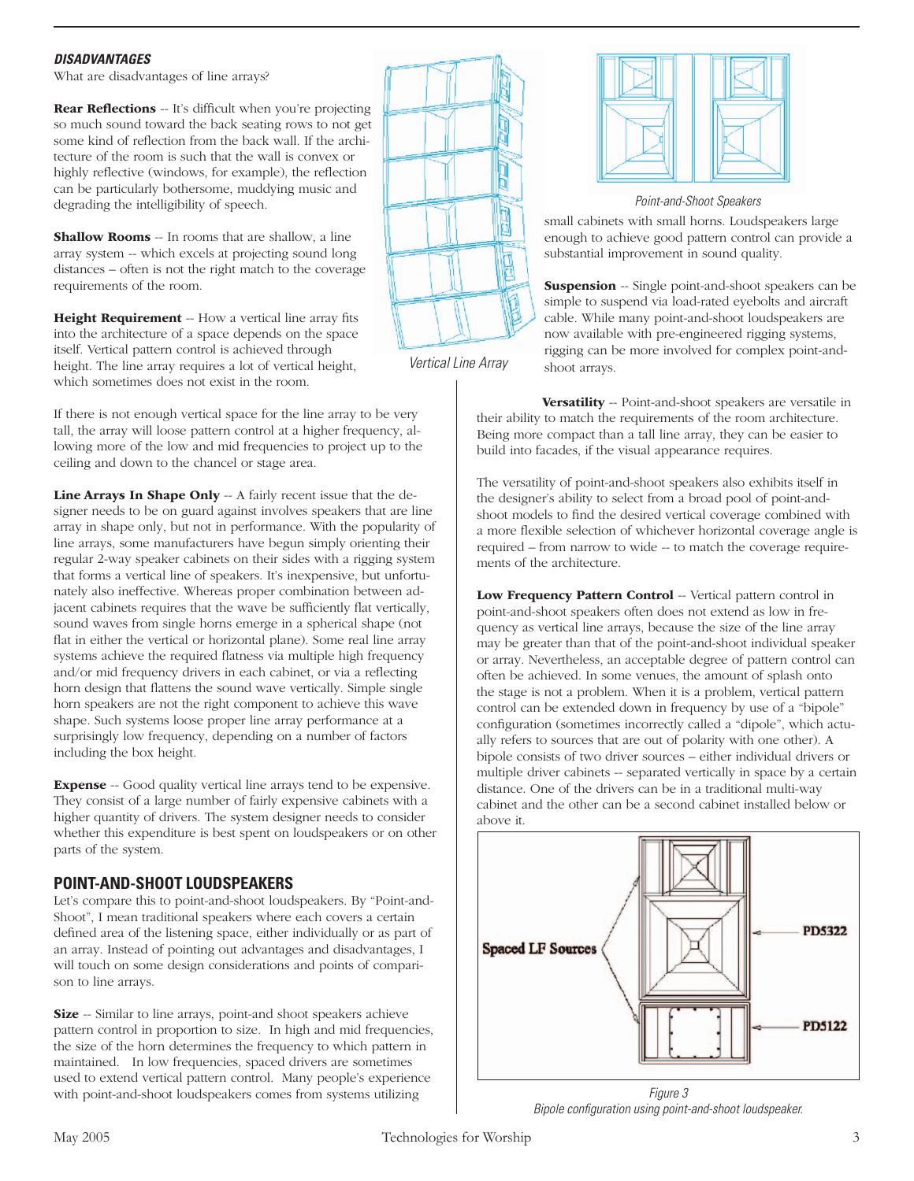***DISADVANTAGES***

What are disadvantages of line arrays?

**Rear Reflections** -- It's difficult when you're projecting so much sound toward the back seating rows to not get some kind of reflection from the back wall. If the architecture of the room is such that the wall is convex or highly reflective (windows, for example), the reflection can be particularly bothersome, muddying music and degrading the intelligibility of speech.

**Shallow Rooms** -- In rooms that are shallow, a line array system -- which excels at projecting sound long distances – often is not the right match to the coverage requirements of the room.

**Height Requirement** -- How a vertical line array fits into the architecture of a space depends on the space itself. Vertical pattern control is achieved through height. The line array requires a lot of vertical height, which sometimes does not exist in the room.

*Vertical Line Array*

If there is not enough vertical space for the line array to be very tall, the array will loose pattern control at a higher frequency, allowing more of the low and mid frequencies to project up to the ceiling and down to the chancel or stage area.

**Line Arrays In Shape Only** -- A fairly recent issue that the designer needs to be on guard against involves speakers that are line array in shape only, but not in performance. With the popularity of line arrays, some manufacturers have begun simply orienting their regular 2-way speaker cabinets on their sides with a rigging system that forms a vertical line of speakers. It's inexpensive, but unfortunately also ineffective. Whereas proper combination between adjacent cabinets requires that the wave be sufficiently flat vertically, sound waves from single horns emerge in a spherical shape (not flat in either the vertical or horizontal plane). Some real line array systems achieve the required flatness via multiple high frequency and/or mid frequency drivers in each cabinet, or via a reflecting horn design that flattens the sound wave vertically. Simple single horn speakers are not the right component to achieve this wave shape. Such systems loose proper line array performance at a surprisingly low frequency, depending on a number of factors including the box height.

**Expense** -- Good quality vertical line arrays tend to be expensive. They consist of a large number of fairly expensive cabinets with a higher quantity of drivers. The system designer needs to consider whether this expenditure is best spent on loudspeakers or on other parts of the system.

## POINT-AND-SHOOT LOUDSPEAKERS

Let's compare this to point-and-shoot loudspeakers. By "Point-and-Shoot", I mean traditional speakers where each covers a certain defined area of the listening space, either individually or as part of an array. Instead of pointing out advantages and disadvantages, I will touch on some design considerations and points of comparison to line arrays.

**Size** -- Similar to line arrays, point-and shoot speakers achieve pattern control in proportion to size. In high and mid frequencies, the size of the horn determines the frequency to which pattern in maintained. In low frequencies, spaced drivers are sometimes used to extend vertical pattern control. Many people's experience with point-and-shoot loudspeakers comes from systems utilizing small cabinets with small horns. Loudspeakers large enough to achieve good pattern control can provide a substantial improvement in sound quality.

*Point-and-Shoot Speakers*

**Suspension** -- Single point-and-shoot speakers can be simple to suspend via load-rated eyebolts and aircraft cable. While many point-and-shoot loudspeakers are now available with pre-engineered rigging systems, rigging can be more involved for complex point-and-shoot arrays.

**Versatility** -- Point-and-shoot speakers are versatile in their ability to match the requirements of the room architecture. Being more compact than a tall line array, they can be easier to build into facades, if the visual appearance requires.

The versatility of point-and-shoot speakers also exhibits itself in the designer's ability to select from a broad pool of point-and-shoot models to find the desired vertical coverage combined with a more flexible selection of whichever horizontal coverage angle is required – from narrow to wide -- to match the coverage requirements of the architecture.

**Low Frequency Pattern Control** -- Vertical pattern control in point-and-shoot speakers often does not extend as low in frequency as vertical line arrays, because the size of the line array may be greater than that of the point-and-shoot individual speaker or array. Nevertheless, an acceptable degree of pattern control can often be achieved. In some venues, the amount of splash onto the stage is not a problem. When it is a problem, vertical pattern control can be extended down in frequency by use of a "bipole" configuration (sometimes incorrectly called a "dipole", which actually refers to sources that are out of polarity with one other). A bipole consists of two driver sources – either individual drivers or multiple driver cabinets -- separated vertically in space by a certain distance. One of the drivers can be in a traditional multi-way cabinet and the other can be a second cabinet installed below or above it.

Spaced LF Sources — PD5322 — PD5122

*Figure 3*
*Bipole configuration using point-and-shoot loudspeaker.*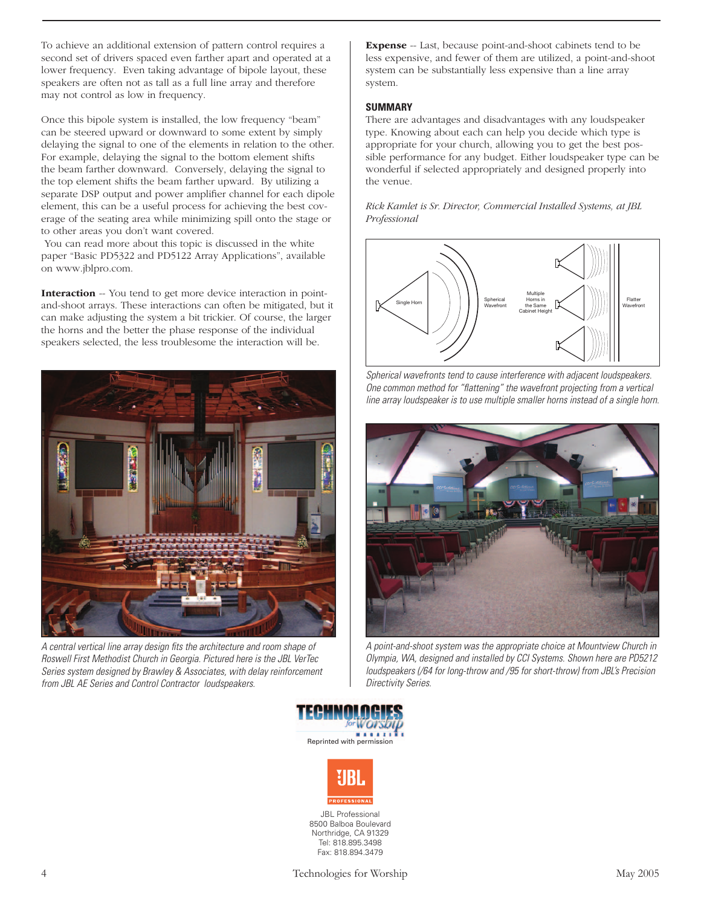To achieve an additional extension of pattern control requires a second set of drivers spaced even farther apart and operated at a lower frequency. Even taking advantage of bipole layout, these speakers are often not as tall as a full line array and therefore may not control as low in frequency.

Once this bipole system is installed, the low frequency "beam" can be steered upward or downward to some extent by simply delaying the signal to one of the elements in relation to the other. For example, delaying the signal to the bottom element shifts the beam farther downward. Conversely, delaying the signal to the top element shifts the beam farther upward. By utilizing a separate DSP output and power amplifier channel for each dipole element, this can be a useful process for achieving the best coverage of the seating area while minimizing spill onto the stage or to other areas you don't want covered.

You can read more about this topic is discussed in the white paper "Basic PD5322 and PD5122 Array Applications", available on www.jblpro.com.

**Interaction** -- You tend to get more device interaction in point-and-shoot arrays. These interactions can often be mitigated, but it can make adjusting the system a bit trickier. Of course, the larger the horns and the better the phase response of the individual speakers selected, the less troublesome the interaction will be.

*A central vertical line array design fits the architecture and room shape of Roswell First Methodist Church in Georgia. Pictured here is the JBL VerTec Series system designed by Brawley & Associates, with delay reinforcement from JBL AE Series and Control Contractor loudspeakers.*

**Expense** -- Last, because point-and-shoot cabinets tend to be less expensive, and fewer of them are utilized, a point-and-shoot system can be substantially less expensive than a line array system.

## SUMMARY

There are advantages and disadvantages with any loudspeaker type. Knowing about each can help you decide which type is appropriate for your church, allowing you to get the best possible performance for any budget. Either loudspeaker type can be wonderful if selected appropriately and designed properly into the venue.

*Rick Kamlet is Sr. Director, Commercial Installed Systems, at JBL Professional*

Single Horn
Spherical Wavefront
Multiple Horns in the Same Cabinet Height
Flatter Wavefront

*Spherical wavefronts tend to cause interference with adjacent loudspeakers. One common method for "flattening" the wavefront projecting from a vertical line array loudspeaker is to use multiple smaller horns instead of a single horn.*

*A point-and-shoot system was the appropriate choice at Mountview Church in Olympia, WA, designed and installed by CCI Systems. Shown here are PD5212 loudspeakers (/64 for long-throw and /95 for short-throw) from JBL's Precision Directivity Series.*

TECHNOLOGIES for Worship MAGAZINE

Reprinted with permission

JBL PROFESSIONAL

JBL Professional
8500 Balboa Boulevard
Northridge, CA 91329
Tel: 818.895.3498
Fax: 818.894.3479